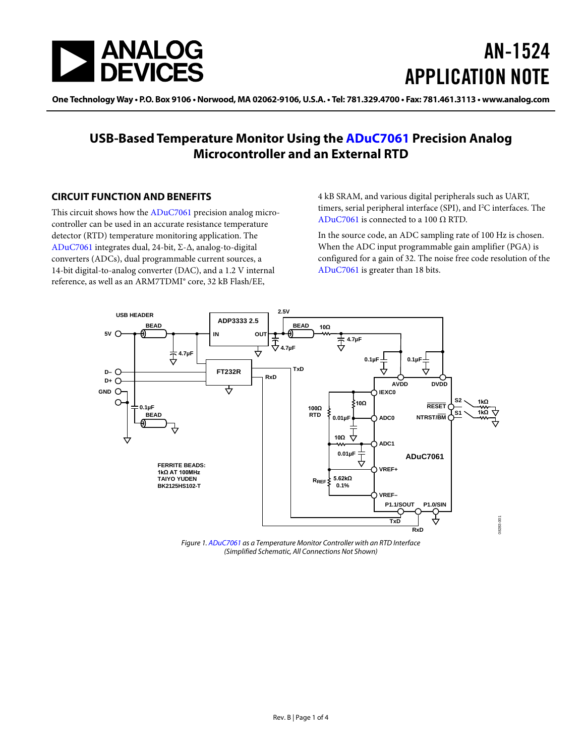# AN-1524 APPLICATION NOTE

One Technology Way • P.O. Box 9106 • Norwood, MA 02062-9106, U.S.A. • Tel: 781.329.4700 • Fax: 781.461.3113 • www.analog.com

## USB-Based Temperature Monitor Using the ADuC7061 Precision Analog Microcontroller and an External RTD

### CIRCUIT FUNCTION AND BENEFITS

This circuit shows how the ADuC7061 precision analog microcontroller can be used in an accurate resistance temperature detector (RTD) temperature monitoring application. The ADuC7061 integrates dual, 24-bit, Σ-Δ, analog-to-digital converters (ADCs), dual programmable current sources, a 14-bit digital-to-analog converter (DAC), and a 1.2 V internal reference, as well as an ARM7TDMI® core, 32 kB Flash/EE, 4 kB SRAM, and various digital peripherals such as UART, timers, serial peripheral interface (SPI), and I²C interfaces. The ADuC7061 is connected to a 100 Ω RTD.

In the source code, an ADC sampling rate of 100 Hz is chosen. When the ADC input programmable gain amplifier (PGA) is configured for a gain of 32. The noise free code resolution of the ADuC7061 is greater than 18 bits.

*Figure 1. ADuC7061 as a Temperature Monitor Controller with an RTD Interface (Simplified Schematic, All Connections Not Shown)*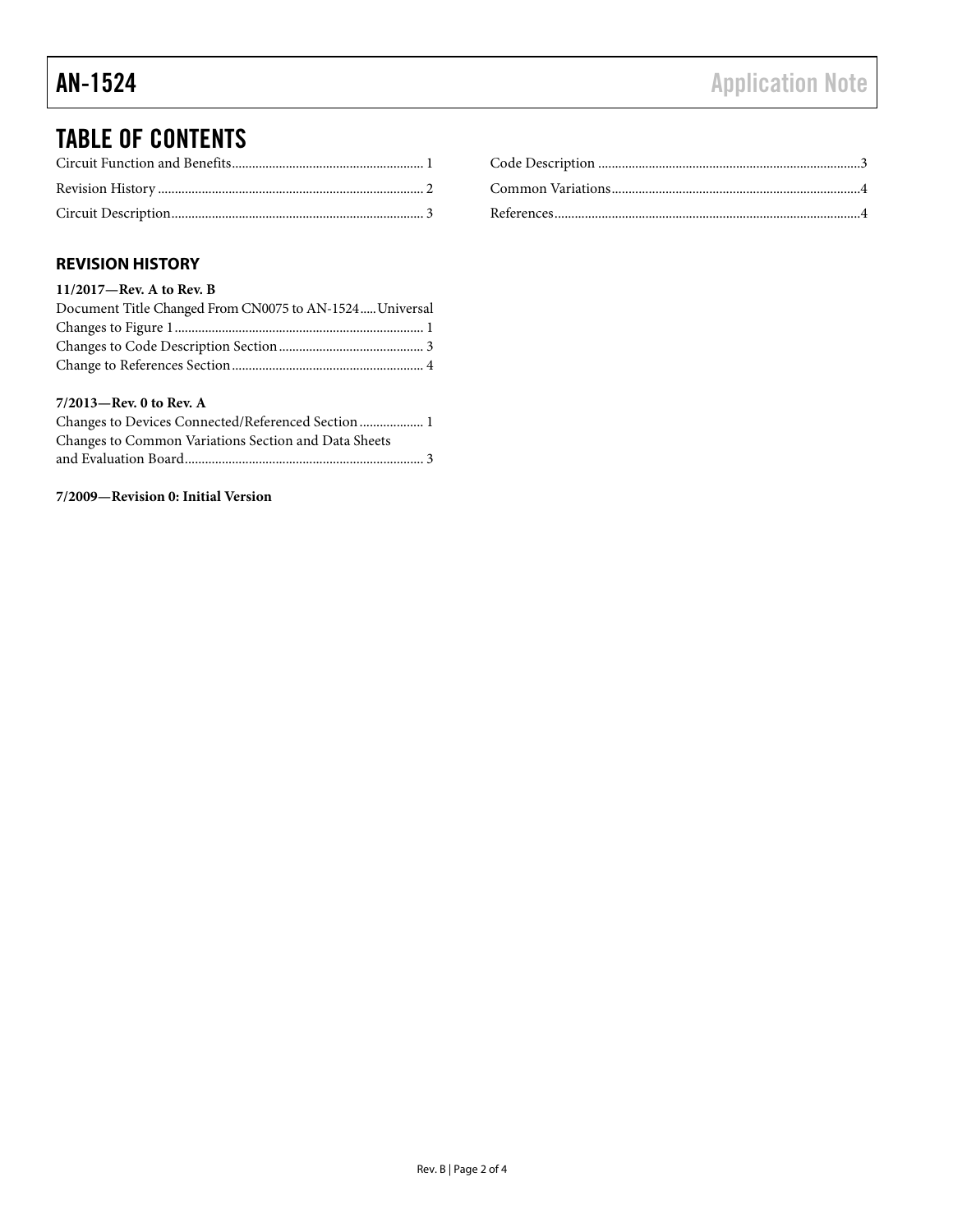# TABLE OF CONTENTS

Circuit Function and Benefits ........................................................ 1

Revision History .............................................................................. 2

Circuit Description .......................................................................... 3

Code Description ............................................................................ 3

Common Variations ......................................................................... 4

References .......................................................................................... 4

## REVISION HISTORY

**11/2017—Rev. A to Rev. B**

Document Title Changed From CN0075 to AN-1524 ..... Universal

Changes to Figure 1 ......................................................................... 1

Changes to Code Description Section ......................................... 3

Change to References Section ........................................................ 4

**7/2013—Rev. 0 to Rev. A**

Changes to Devices Connected/Referenced Section ................... 1

Changes to Common Variations Section and Data Sheets and Evaluation Board ...................................................................... 3

**7/2009—Revision 0: Initial Version**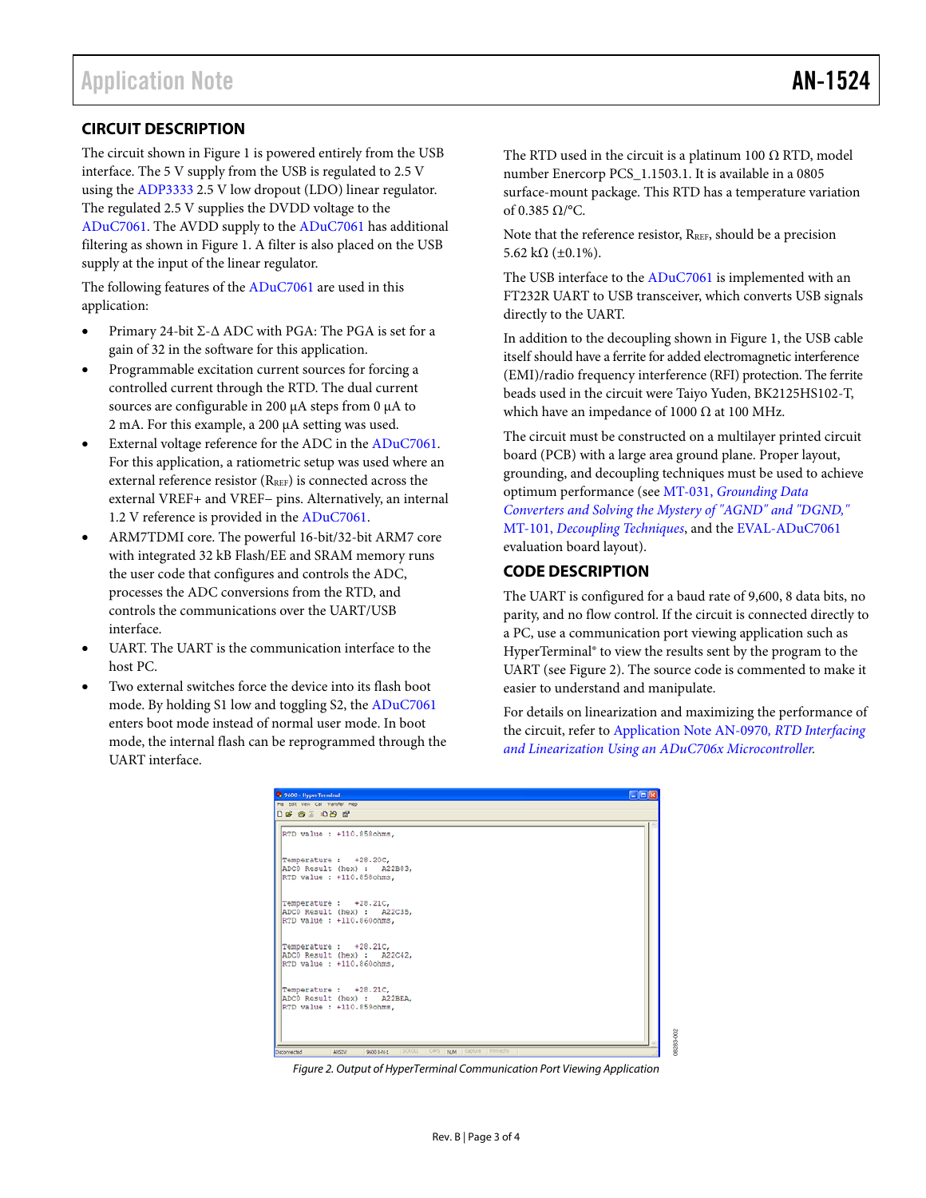## CIRCUIT DESCRIPTION

The circuit shown in Figure 1 is powered entirely from the USB interface. The 5 V supply from the USB is regulated to 2.5 V using the ADP3333 2.5 V low dropout (LDO) linear regulator. The regulated 2.5 V supplies the DVDD voltage to the ADuC7061. The AVDD supply to the ADuC7061 has additional filtering as shown in Figure 1. A filter is also placed on the USB supply at the input of the linear regulator.

The following features of the ADuC7061 are used in this application:

- Primary 24-bit Σ-Δ ADC with PGA: The PGA is set for a gain of 32 in the software for this application.
- Programmable excitation current sources for forcing a controlled current through the RTD. The dual current sources are configurable in 200 µA steps from 0 µA to 2 mA. For this example, a 200 µA setting was used.
- External voltage reference for the ADC in the ADuC7061. For this application, a ratiometric setup was used where an external reference resistor ($R_{REF}$) is connected across the external VREF+ and VREF− pins. Alternatively, an internal 1.2 V reference is provided in the ADuC7061.
- ARM7TDMI core. The powerful 16-bit/32-bit ARM7 core with integrated 32 kB Flash/EE and SRAM memory runs the user code that configures and controls the ADC, processes the ADC conversions from the RTD, and controls the communications over the UART/USB interface.
- UART. The UART is the communication interface to the host PC.
- Two external switches force the device into its flash boot mode. By holding S1 low and toggling S2, the ADuC7061 enters boot mode instead of normal user mode. In boot mode, the internal flash can be reprogrammed through the UART interface.

The RTD used in the circuit is a platinum 100 Ω RTD, model number Enercorp PCS_1.1503.1. It is available in a 0805 surface-mount package. This RTD has a temperature variation of 0.385 Ω/°C.

Note that the reference resistor, $R_{REF}$, should be a precision 5.62 kΩ (±0.1%).

The USB interface to the ADuC7061 is implemented with an FT232R UART to USB transceiver, which converts USB signals directly to the UART.

In addition to the decoupling shown in Figure 1, the USB cable itself should have a ferrite for added electromagnetic interference (EMI)/radio frequency interference (RFI) protection. The ferrite beads used in the circuit were Taiyo Yuden, BK2125HS102-T, which have an impedance of 1000 Ω at 100 MHz.

The circuit must be constructed on a multilayer printed circuit board (PCB) with a large area ground plane. Proper layout, grounding, and decoupling techniques must be used to achieve optimum performance (see MT-031, *Grounding Data Converters and Solving the Mystery of "AGND" and "DGND,"* MT-101, *Decoupling Techniques*, and the EVAL-ADuC7061 evaluation board layout).

## CODE DESCRIPTION

The UART is configured for a baud rate of 9,600, 8 data bits, no parity, and no flow control. If the circuit is connected directly to a PC, use a communication port viewing application such as HyperTerminal® to view the results sent by the program to the UART (see Figure 2). The source code is commented to make it easier to understand and manipulate.

For details on linearization and maximizing the performance of the circuit, refer to Application Note AN-0970, *RTD Interfacing and Linearization Using an ADuC706x Microcontroller.*

```
RTD value : +110.858ohms,


Temperature :   +28.20C,
ADC0 Result (hex) :   A22B03,
RTD value : +110.858ohms,


Temperature :   +28.21C,
ADC0 Result (hex) :   A22C35,
RTD value : +110.860ohms,


Temperature :   +28.21C,
ADC0 Result (hex) :   A22C42,
RTD value : +110.860ohms,


Temperature :   +28.21C,
ADC0 Result (hex) :   A22BEA,
RTD value : +110.859ohms,
```

*Figure 2. Output of HyperTerminal Communication Port Viewing Application*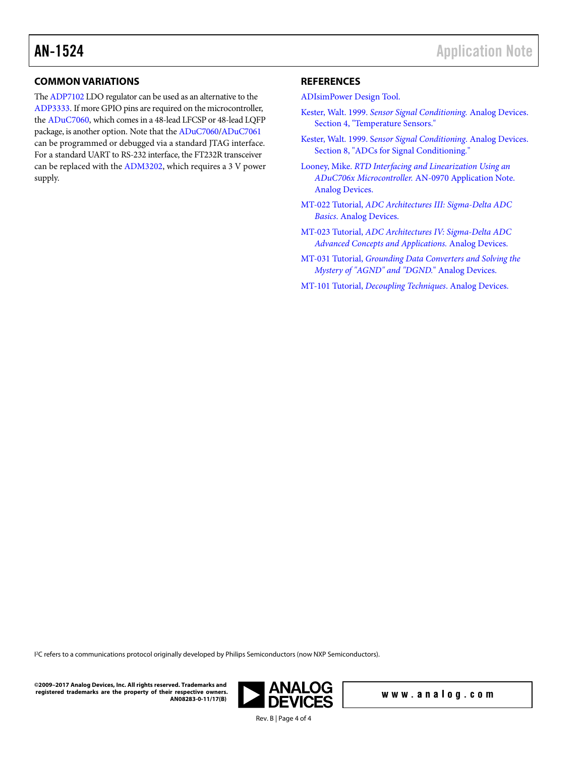## COMMON VARIATIONS

The ADP7102 LDO regulator can be used as an alternative to the ADP3333. If more GPIO pins are required on the microcontroller, the ADuC7060, which comes in a 48-lead LFCSP or 48-lead LQFP package, is another option. Note that the ADuC7060/ADuC7061 can be programmed or debugged via a standard JTAG interface. For a standard UART to RS-232 interface, the FT232R transceiver can be replaced with the ADM3202, which requires a 3 V power supply.

## REFERENCES

ADIsimPower Design Tool.

Kester, Walt. 1999. *Sensor Signal Conditioning.* Analog Devices. Section 4, "Temperature Sensors."

Kester, Walt. 1999. *Sensor Signal Conditioning.* Analog Devices. Section 8, "ADCs for Signal Conditioning."

Looney, Mike. *RTD Interfacing and Linearization Using an ADuC706x Microcontroller.* AN-0970 Application Note. Analog Devices.

MT-022 Tutorial, *ADC Architectures III: Sigma-Delta ADC Basics*. Analog Devices.

MT-023 Tutorial, *ADC Architectures IV: Sigma-Delta ADC Advanced Concepts and Applications.* Analog Devices.

MT-031 Tutorial, *Grounding Data Converters and Solving the Mystery of "AGND" and "DGND."* Analog Devices.

MT-101 Tutorial, *Decoupling Techniques*. Analog Devices.

I²C refers to a communications protocol originally developed by Philips Semiconductors (now NXP Semiconductors).

**©2009–2017 Analog Devices, Inc. All rights reserved. Trademarks and registered trademarks are the property of their respective owners. AN08283-0-11/17(B)**

www.analog.com